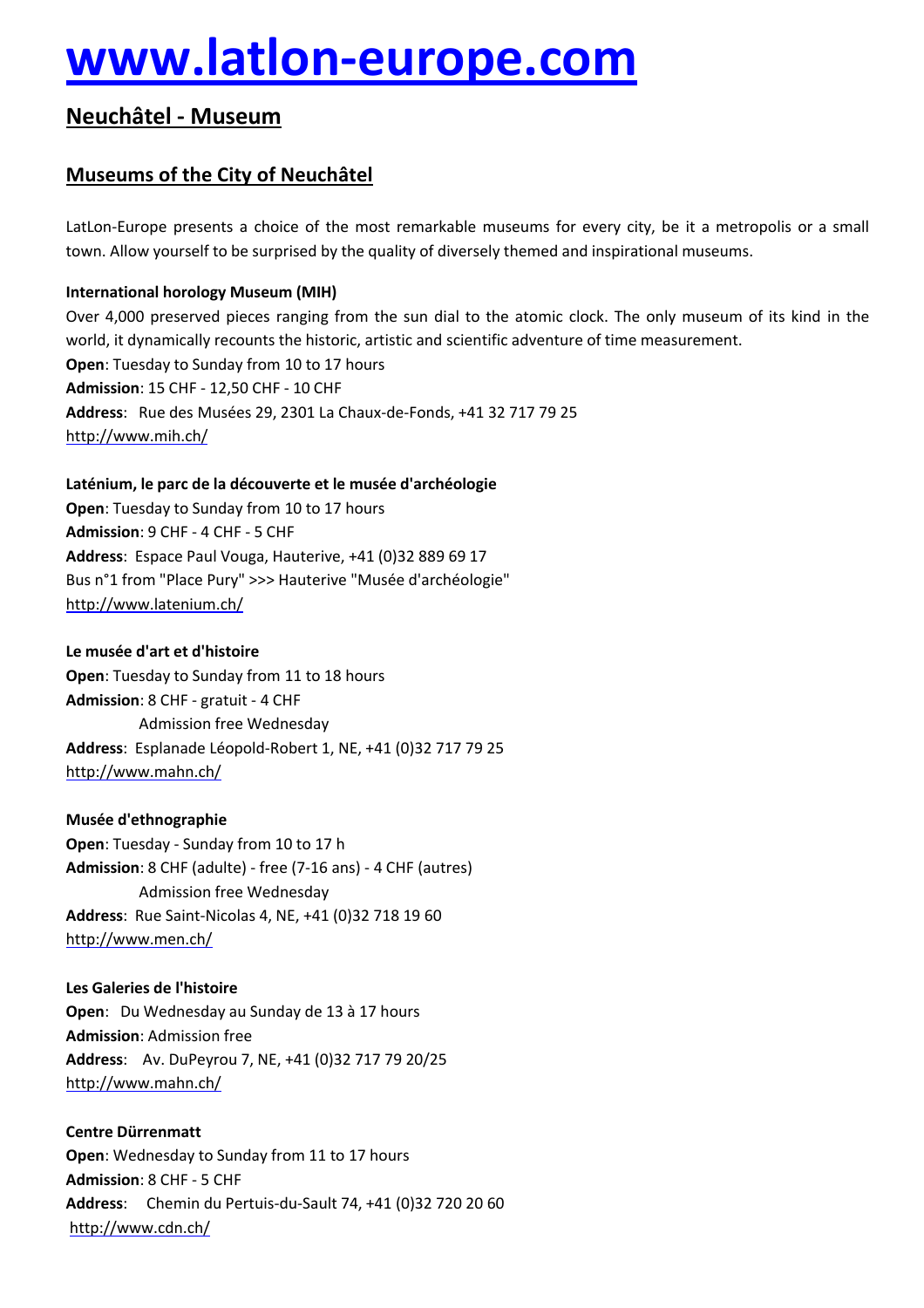# www.latlon-europe.com

## Neuchâtel - Museum

## Museums of the City of Neuchâtel

LatLon-Europe presents a choice of the most remarkable museums for every city, be it a metropolis or a small town. Allow yourself to be surprised by the quality of diversely themed and inspirational museums.

**International horology Museum (MIH)**

Over 4,000 preserved pieces ranging from the sun dial to the atomic clock. The only museum of its kind in the world, it dynamically recounts the historic, artistic and scientific adventure of time measurement.

**Open**: Tuesday to Sunday from 10 to 17 hours
**Admission**: 15 CHF - 12,50 CHF - 10 CHF
**Address**: Rue des Musées 29, 2301 La Chaux-de-Fonds, +41 32 717 79 25
http://www.mih.ch/

**Laténium, le parc de la découverte et le musée d'archéologie**

**Open**: Tuesday to Sunday from 10 to 17 hours
**Admission**: 9 CHF - 4 CHF - 5 CHF
**Address**: Espace Paul Vouga, Hauterive, +41 (0)32 889 69 17
Bus n°1 from "Place Pury" >>> Hauterive "Musée d'archéologie"
http://www.latenium.ch/

**Le musée d'art et d'histoire**

**Open**: Tuesday to Sunday from 11 to 18 hours
**Admission**: 8 CHF - gratuit - 4 CHF
Admission free Wednesday
**Address**: Esplanade Léopold-Robert 1, NE, +41 (0)32 717 79 25
http://www.mahn.ch/

**Musée d'ethnographie**

**Open**: Tuesday - Sunday from 10 to 17 h
**Admission**: 8 CHF (adulte) - free (7-16 ans) - 4 CHF (autres)
Admission free Wednesday
**Address**: Rue Saint-Nicolas 4, NE, +41 (0)32 718 19 60
http://www.men.ch/

**Les Galeries de l'histoire**

**Open**: Du Wednesday au Sunday de 13 à 17 hours
**Admission**: Admission free
**Address**: Av. DuPeyrou 7, NE, +41 (0)32 717 79 20/25
http://www.mahn.ch/

**Centre Dürrenmatt**

**Open**: Wednesday to Sunday from 11 to 17 hours
**Admission**: 8 CHF - 5 CHF
**Address**: Chemin du Pertuis-du-Sault 74, +41 (0)32 720 20 60
http://www.cdn.ch/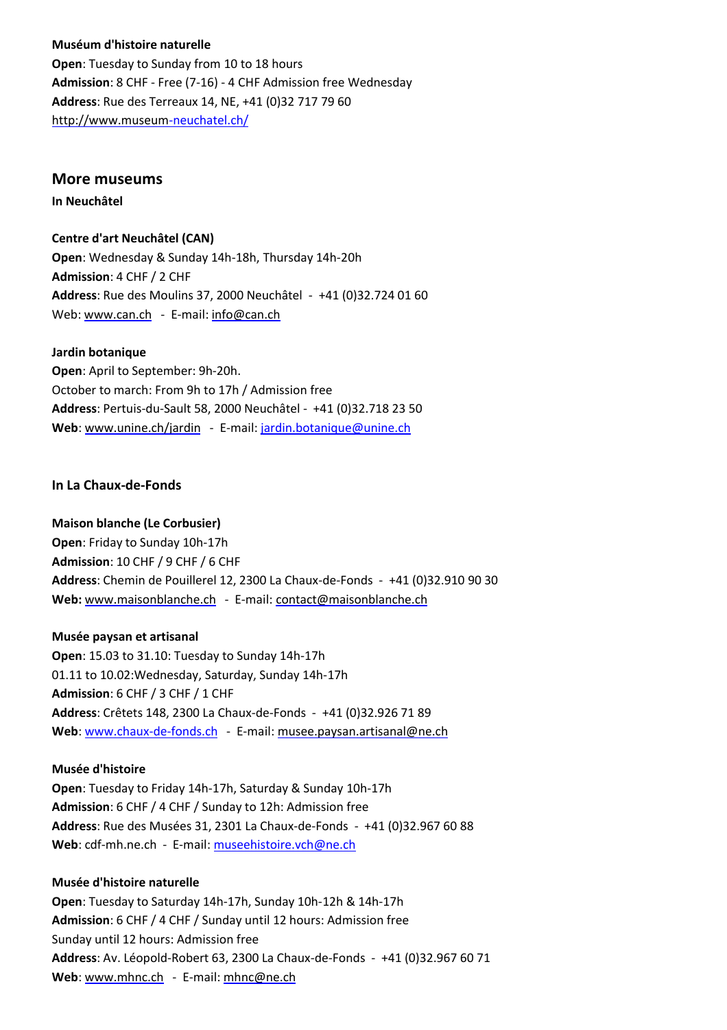**Muséum d'histoire naturelle**
**Open**: Tuesday to Sunday from 10 to 18 hours
**Admission**: 8 CHF - Free (7-16) - 4 CHF Admission free Wednesday
**Address**: Rue des Terreaux 14, NE, +41 (0)32 717 79 60
http://www.museum-neuchatel.ch/

## More museums

**In Neuchâtel**

**Centre d'art Neuchâtel (CAN)**
**Open**: Wednesday & Sunday 14h-18h, Thursday 14h-20h
**Admission**: 4 CHF / 2 CHF
**Address**: Rue des Moulins 37, 2000 Neuchâtel - +41 (0)32.724 01 60
Web: www.can.ch - E-mail: info@can.ch

**Jardin botanique**
**Open**: April to September: 9h-20h.
October to march: From 9h to 17h / Admission free
**Address**: Pertuis-du-Sault 58, 2000 Neuchâtel - +41 (0)32.718 23 50
**Web**: www.unine.ch/jardin - E-mail: jardin.botanique@unine.ch

**In La Chaux-de-Fonds**

**Maison blanche (Le Corbusier)**
**Open**: Friday to Sunday 10h-17h
**Admission**: 10 CHF / 9 CHF / 6 CHF
**Address**: Chemin de Pouillerel 12, 2300 La Chaux-de-Fonds - +41 (0)32.910 90 30
**Web:** www.maisonblanche.ch - E-mail: contact@maisonblanche.ch

**Musée paysan et artisanal**
**Open**: 15.03 to 31.10: Tuesday to Sunday 14h-17h
01.11 to 10.02:Wednesday, Saturday, Sunday 14h-17h
**Admission**: 6 CHF / 3 CHF / 1 CHF
**Address**: Crêtets 148, 2300 La Chaux-de-Fonds - +41 (0)32.926 71 89
**Web**: www.chaux-de-fonds.ch - E-mail: musee.paysan.artisanal@ne.ch

**Musée d'histoire**
**Open**: Tuesday to Friday 14h-17h, Saturday & Sunday 10h-17h
**Admission**: 6 CHF / 4 CHF / Sunday to 12h: Admission free
**Address**: Rue des Musées 31, 2301 La Chaux-de-Fonds - +41 (0)32.967 60 88
**Web**: cdf-mh.ne.ch - E-mail: museehistoire.vch@ne.ch

**Musée d'histoire naturelle**
**Open**: Tuesday to Saturday 14h-17h, Sunday 10h-12h & 14h-17h
**Admission**: 6 CHF / 4 CHF / Sunday until 12 hours: Admission free
Sunday until 12 hours: Admission free
**Address**: Av. Léopold-Robert 63, 2300 La Chaux-de-Fonds - +41 (0)32.967 60 71
**Web**: www.mhnc.ch - E-mail: mhnc@ne.ch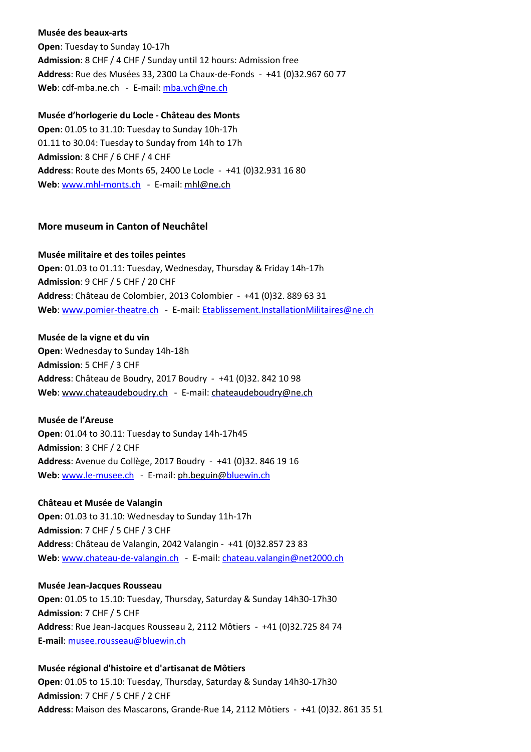**Musée des beaux-arts**
**Open**: Tuesday to Sunday 10-17h
**Admission**: 8 CHF / 4 CHF / Sunday until 12 hours: Admission free
**Address**: Rue des Musées 33, 2300 La Chaux-de-Fonds - +41 (0)32.967 60 77
**Web**: cdf-mba.ne.ch - E-mail: mba.vch@ne.ch

**Musée d'horlogerie du Locle - Château des Monts**
**Open**: 01.05 to 31.10: Tuesday to Sunday 10h-17h
01.11 to 30.04: Tuesday to Sunday from 14h to 17h
**Admission**: 8 CHF / 6 CHF / 4 CHF
**Address**: Route des Monts 65, 2400 Le Locle - +41 (0)32.931 16 80
**Web**: www.mhl-monts.ch - E-mail: mhl@ne.ch

## More museum in Canton of Neuchâtel

**Musée militaire et des toiles peintes**
**Open**: 01.03 to 01.11: Tuesday, Wednesday, Thursday & Friday 14h-17h
**Admission**: 9 CHF / 5 CHF / 20 CHF
**Address**: Château de Colombier, 2013 Colombier - +41 (0)32. 889 63 31
**Web**: www.pomier-theatre.ch - E-mail: Etablissement.InstallationMilitaires@ne.ch

**Musée de la vigne et du vin**
**Open**: Wednesday to Sunday 14h-18h
**Admission**: 5 CHF / 3 CHF
**Address**: Château de Boudry, 2017 Boudry - +41 (0)32. 842 10 98
**Web**: www.chateaudeboudry.ch - E-mail: chateaudeboudry@ne.ch

**Musée de l'Areuse**
**Open**: 01.04 to 30.11: Tuesday to Sunday 14h-17h45
**Admission**: 3 CHF / 2 CHF
**Address**: Avenue du Collège, 2017 Boudry - +41 (0)32. 846 19 16
**Web**: www.le-musee.ch - E-mail: ph.beguin@bluewin.ch

**Château et Musée de Valangin**
**Open**: 01.03 to 31.10: Wednesday to Sunday 11h-17h
**Admission**: 7 CHF / 5 CHF / 3 CHF
**Address**: Château de Valangin, 2042 Valangin - +41 (0)32.857 23 83
**Web**: www.chateau-de-valangin.ch - E-mail: chateau.valangin@net2000.ch

**Musée Jean-Jacques Rousseau**
**Open**: 01.05 to 15.10: Tuesday, Thursday, Saturday & Sunday 14h30-17h30
**Admission**: 7 CHF / 5 CHF
**Address**: Rue Jean-Jacques Rousseau 2, 2112 Môtiers - +41 (0)32.725 84 74
**E-mail**: musee.rousseau@bluewin.ch

**Musée régional d'histoire et d'artisanat de Môtiers**
**Open**: 01.05 to 15.10: Tuesday, Thursday, Saturday & Sunday 14h30-17h30
**Admission**: 7 CHF / 5 CHF / 2 CHF
**Address**: Maison des Mascarons, Grande-Rue 14, 2112 Môtiers - +41 (0)32. 861 35 51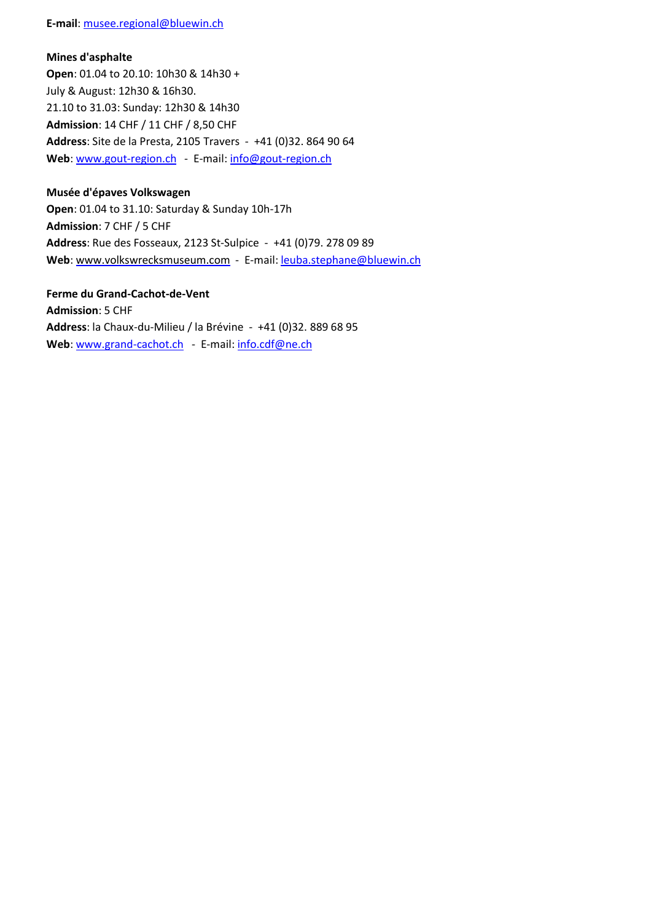**E-mail**: musee.regional@bluewin.ch

**Mines d'asphalte**
**Open**: 01.04 to 20.10: 10h30 & 14h30 +
July & August: 12h30 & 16h30.
21.10 to 31.03: Sunday: 12h30 & 14h30
**Admission**: 14 CHF / 11 CHF / 8,50 CHF
**Address**: Site de la Presta, 2105 Travers - +41 (0)32. 864 90 64
**Web**: www.gout-region.ch - E-mail: info@gout-region.ch

**Musée d'épaves Volkswagen**
**Open**: 01.04 to 31.10: Saturday & Sunday 10h-17h
**Admission**: 7 CHF / 5 CHF
**Address**: Rue des Fosseaux, 2123 St-Sulpice - +41 (0)79. 278 09 89
**Web**: www.volkswrecksmuseum.com - E-mail: leuba.stephane@bluewin.ch

**Ferme du Grand-Cachot-de-Vent**
**Admission**: 5 CHF
**Address**: la Chaux-du-Milieu / la Brévine - +41 (0)32. 889 68 95
**Web**: www.grand-cachot.ch - E-mail: info.cdf@ne.ch